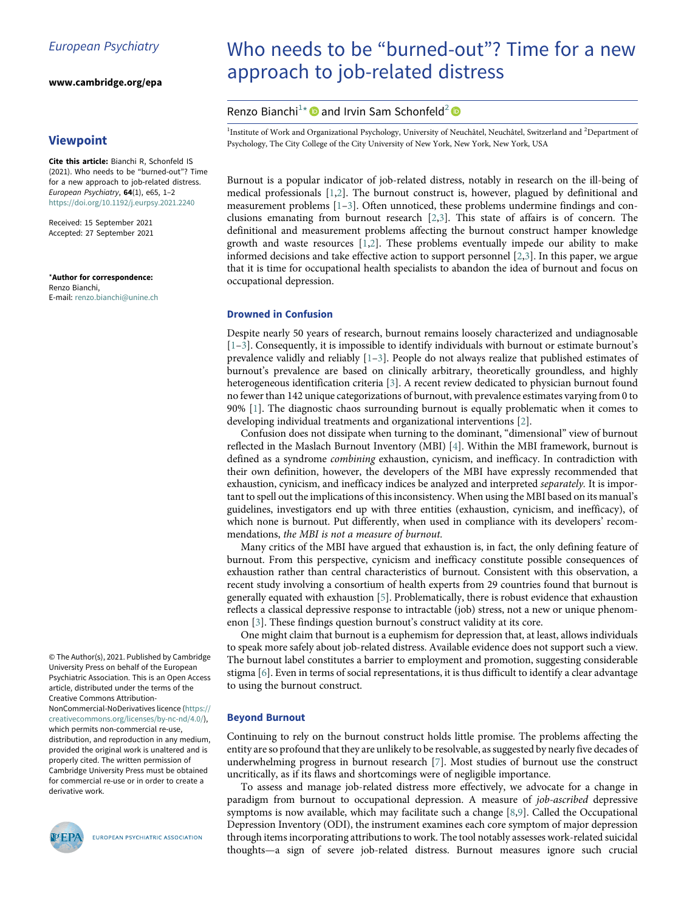European Psychiatry

www.cambridge.org/epa

## Viewpoint

**Cite this article:** Bianchi R, Schonfeld IS (2021). Who needs to be "burned-out"? Time for a new approach to job-related distress. *European Psychiatry*, **64**(1), e65, 1–2 https://doi.org/10.1192/j.eurpsy.2021.2240

Received: 15 September 2021
Accepted: 27 September 2021

**\*Author for correspondence:**
Renzo Bianchi,
E-mail: renzo.bianchi@unine.ch

© The Author(s), 2021. Published by Cambridge University Press on behalf of the European Psychiatric Association. This is an Open Access article, distributed under the terms of the Creative Commons Attribution-NonCommercial-NoDerivatives licence (https://creativecommons.org/licenses/by-nc-nd/4.0/), which permits non-commercial re-use, distribution, and reproduction in any medium, provided the original work is unaltered and is properly cited. The written permission of Cambridge University Press must be obtained for commercial re-use or in order to create a derivative work.

# Who needs to be "burned-out"? Time for a new approach to job-related distress

Renzo Bianchi[1]* and Irvin Sam Schonfeld[2]

[1]Institute of Work and Organizational Psychology, University of Neuchâtel, Neuchâtel, Switzerland and [2]Department of Psychology, The City College of the City University of New York, New York, New York, USA

Burnout is a popular indicator of job-related distress, notably in research on the ill-being of medical professionals [1,2]. The burnout construct is, however, plagued by definitional and measurement problems [1–3]. Often unnoticed, these problems undermine findings and conclusions emanating from burnout research [2,3]. This state of affairs is of concern. The definitional and measurement problems affecting the burnout construct hamper knowledge growth and waste resources [1,2]. These problems eventually impede our ability to make informed decisions and take effective action to support personnel [2,3]. In this paper, we argue that it is time for occupational health specialists to abandon the idea of burnout and focus on occupational depression.

## Drowned in Confusion

Despite nearly 50 years of research, burnout remains loosely characterized and undiagnosable [1–3]. Consequently, it is impossible to identify individuals with burnout or estimate burnout's prevalence validly and reliably [1–3]. People do not always realize that published estimates of burnout's prevalence are based on clinically arbitrary, theoretically groundless, and highly heterogeneous identification criteria [3]. A recent review dedicated to physician burnout found no fewer than 142 unique categorizations of burnout, with prevalence estimates varying from 0 to 90% [1]. The diagnostic chaos surrounding burnout is equally problematic when it comes to developing individual treatments and organizational interventions [2].

Confusion does not dissipate when turning to the dominant, "dimensional" view of burnout reflected in the Maslach Burnout Inventory (MBI) [4]. Within the MBI framework, burnout is defined as a syndrome *combining* exhaustion, cynicism, and inefficacy. In contradiction with their own definition, however, the developers of the MBI have expressly recommended that exhaustion, cynicism, and inefficacy indices be analyzed and interpreted *separately*. It is important to spell out the implications of this inconsistency. When using the MBI based on its manual's guidelines, investigators end up with three entities (exhaustion, cynicism, and inefficacy), of which none is burnout. Put differently, when used in compliance with its developers' recommendations, *the MBI is not a measure of burnout.*

Many critics of the MBI have argued that exhaustion is, in fact, the only defining feature of burnout. From this perspective, cynicism and inefficacy constitute possible consequences of exhaustion rather than central characteristics of burnout. Consistent with this observation, a recent study involving a consortium of health experts from 29 countries found that burnout is generally equated with exhaustion [5]. Problematically, there is robust evidence that exhaustion reflects a classical depressive response to intractable (job) stress, not a new or unique phenomenon [3]. These findings question burnout's construct validity at its core.

One might claim that burnout is a euphemism for depression that, at least, allows individuals to speak more safely about job-related distress. Available evidence does not support such a view. The burnout label constitutes a barrier to employment and promotion, suggesting considerable stigma [6]. Even in terms of social representations, it is thus difficult to identify a clear advantage to using the burnout construct.

## Beyond Burnout

Continuing to rely on the burnout construct holds little promise. The problems affecting the entity are so profound that they are unlikely to be resolvable, as suggested by nearly five decades of underwhelming progress in burnout research [7]. Most studies of burnout use the construct uncritically, as if its flaws and shortcomings were of negligible importance.

To assess and manage job-related distress more effectively, we advocate for a change in paradigm from burnout to occupational depression. A measure of *job-ascribed* depressive symptoms is now available, which may facilitate such a change [8,9]. Called the Occupational Depression Inventory (ODI), the instrument examines each core symptom of major depression through items incorporating attributions to work. The tool notably assesses work-related suicidal thoughts—a sign of severe job-related distress. Burnout measures ignore such crucial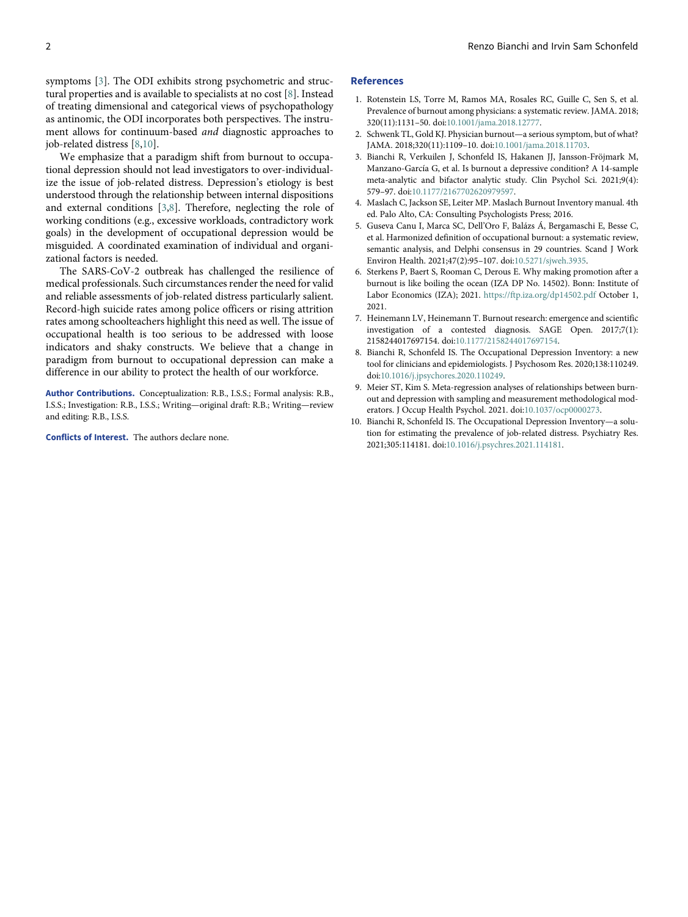symptoms [3]. The ODI exhibits strong psychometric and structural properties and is available to specialists at no cost [8]. Instead of treating dimensional and categorical views of psychopathology as antinomic, the ODI incorporates both perspectives. The instrument allows for continuum-based *and* diagnostic approaches to job-related distress [8,10].

We emphasize that a paradigm shift from burnout to occupational depression should not lead investigators to over-individualize the issue of job-related distress. Depression's etiology is best understood through the relationship between internal dispositions and external conditions [3,8]. Therefore, neglecting the role of working conditions (e.g., excessive workloads, contradictory work goals) in the development of occupational depression would be misguided. A coordinated examination of individual and organizational factors is needed.

The SARS-CoV-2 outbreak has challenged the resilience of medical professionals. Such circumstances render the need for valid and reliable assessments of job-related distress particularly salient. Record-high suicide rates among police officers or rising attrition rates among schoolteachers highlight this need as well. The issue of occupational health is too serious to be addressed with loose indicators and shaky constructs. We believe that a change in paradigm from burnout to occupational depression can make a difference in our ability to protect the health of our workforce.

**Author Contributions.** Conceptualization: R.B., I.S.S.; Formal analysis: R.B., I.S.S.; Investigation: R.B., I.S.S.; Writing—original draft: R.B.; Writing—review and editing: R.B., I.S.S.

**Conflicts of Interest.** The authors declare none.

## References

1. Rotenstein LS, Torre M, Ramos MA, Rosales RC, Guille C, Sen S, et al. Prevalence of burnout among physicians: a systematic review. JAMA. 2018; 320(11):1131–50. doi:10.1001/jama.2018.12777.
2. Schwenk TL, Gold KJ. Physician burnout—a serious symptom, but of what? JAMA. 2018;320(11):1109–10. doi:10.1001/jama.2018.11703.
3. Bianchi R, Verkuilen J, Schonfeld IS, Hakanen JJ, Jansson-Fröjmark M, Manzano-García G, et al. Is burnout a depressive condition? A 14-sample meta-analytic and bifactor analytic study. Clin Psychol Sci. 2021;9(4): 579–97. doi:10.1177/2167702620979597.
4. Maslach C, Jackson SE, Leiter MP. Maslach Burnout Inventory manual. 4th ed. Palo Alto, CA: Consulting Psychologists Press; 2016.
5. Guseva Canu I, Marca SC, Dell'Oro F, Balázs Á, Bergamaschi E, Besse C, et al. Harmonized definition of occupational burnout: a systematic review, semantic analysis, and Delphi consensus in 29 countries. Scand J Work Environ Health. 2021;47(2):95–107. doi:10.5271/sjweh.3935.
6. Sterkens P, Baert S, Rooman C, Derous E. Why making promotion after a burnout is like boiling the ocean (IZA DP No. 14502). Bonn: Institute of Labor Economics (IZA); 2021. https://ftp.iza.org/dp14502.pdf October 1, 2021.
7. Heinemann LV, Heinemann T. Burnout research: emergence and scientific investigation of a contested diagnosis. SAGE Open. 2017;7(1): 2158244017697154. doi:10.1177/2158244017697154.
8. Bianchi R, Schonfeld IS. The Occupational Depression Inventory: a new tool for clinicians and epidemiologists. J Psychosom Res. 2020;138:110249. doi:10.1016/j.jpsychores.2020.110249.
9. Meier ST, Kim S. Meta-regression analyses of relationships between burnout and depression with sampling and measurement methodological moderators. J Occup Health Psychol. 2021. doi:10.1037/ocp0000273.
10. Bianchi R, Schonfeld IS. The Occupational Depression Inventory—a solution for estimating the prevalence of job-related distress. Psychiatry Res. 2021;305:114181. doi:10.1016/j.psychres.2021.114181.